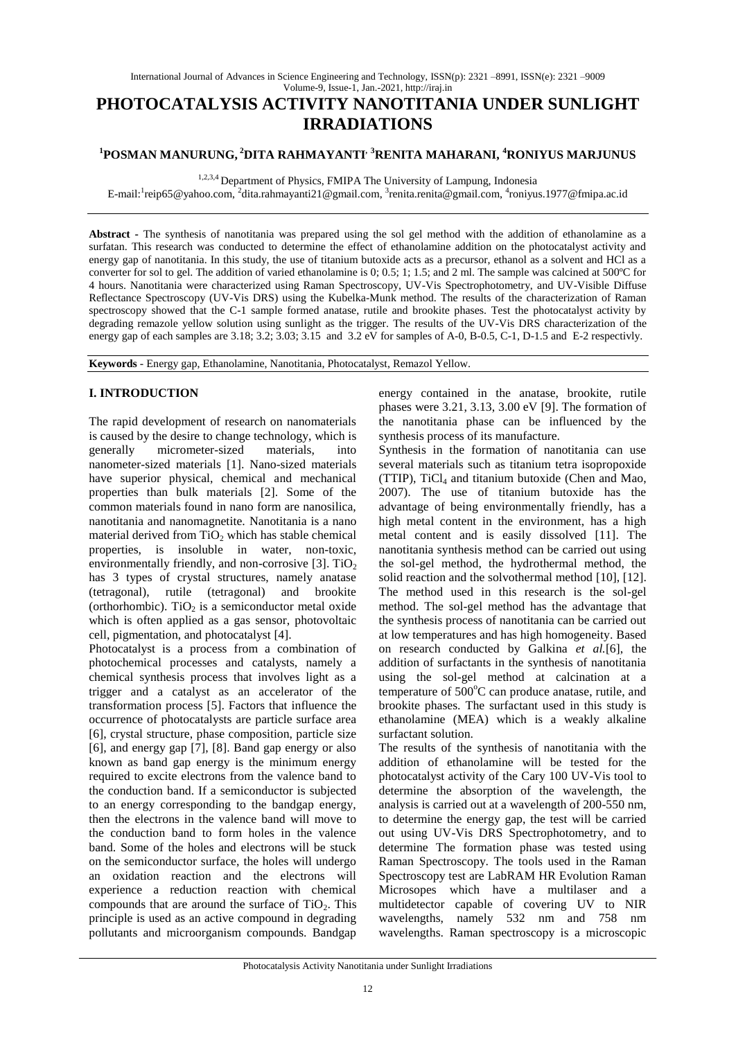# PHOTOCATALYSIS ACTIVITY NANOTITANIA UNDER SUNLIGHT IRRADIATIONS

**[1]POSMAN MANURUNG, [2]DITA RAHMAYANTI, [3]RENITA MAHARANI, [4]RONIYUS MARJUNUS**

[1,2,3,4] Department of Physics, FMIPA The University of Lampung, Indonesia
E-mail:[1]reip65@yahoo.com, [2]dita.rahmayanti21@gmail.com, [3]renita.renita@gmail.com, [4]roniyus.1977@fmipa.ac.id

**Abstract -** The synthesis of nanotitania was prepared using the sol gel method with the addition of ethanolamine as a surfatan. This research was conducted to determine the effect of ethanolamine addition on the photocatalyst activity and energy gap of nanotitania. In this study, the use of titanium butoxide acts as a precursor, ethanol as a solvent and HCl as a converter for sol to gel. The addition of varied ethanolamine is 0; 0.5; 1; 1.5; and 2 ml. The sample was calcined at 500ºC for 4 hours. Nanotitania were characterized using Raman Spectroscopy, UV-Vis Spectrophotometry, and UV-Visible Diffuse Reflectance Spectroscopy (UV-Vis DRS) using the Kubelka-Munk method. The results of the characterization of Raman spectroscopy showed that the C-1 sample formed anatase, rutile and brookite phases. Test the photocatalyst activity by degrading remazole yellow solution using sunlight as the trigger. The results of the UV-Vis DRS characterization of the energy gap of each samples are 3.18; 3.2; 3.03; 3.15 and 3.2 eV for samples of A-0, B-0.5, C-1, D-1.5 and E-2 respectivly.

**Keywords** - Energy gap, Ethanolamine, Nanotitania, Photocatalyst, Remazol Yellow.

## I. INTRODUCTION

The rapid development of research on nanomaterials is caused by the desire to change technology, which is generally micrometer-sized materials, into nanometer-sized materials [1]. Nano-sized materials have superior physical, chemical and mechanical properties than bulk materials [2]. Some of the common materials found in nano form are nanosilica, nanotitania and nanomagnetite. Nanotitania is a nano material derived from $TiO_2$ which has stable chemical properties, is insoluble in water, non-toxic, environmentally friendly, and non-corrosive [3]. $TiO_2$ has 3 types of crystal structures, namely anatase (tetragonal), rutile (tetragonal) and brookite (orthorhombic). $TiO_2$ is a semiconductor metal oxide which is often applied as a gas sensor, photovoltaic cell, pigmentation, and photocatalyst [4].

Photocatalyst is a process from a combination of photochemical processes and catalysts, namely a chemical synthesis process that involves light as a trigger and a catalyst as an accelerator of the transformation process [5]. Factors that influence the occurrence of photocatalysts are particle surface area [6], crystal structure, phase composition, particle size [6], and energy gap [7], [8]. Band gap energy or also known as band gap energy is the minimum energy required to excite electrons from the valence band to the conduction band. If a semiconductor is subjected to an energy corresponding to the bandgap energy, then the electrons in the valence band will move to the conduction band to form holes in the valence band. Some of the holes and electrons will be stuck on the semiconductor surface, the holes will undergo an oxidation reaction and the electrons will experience a reduction reaction with chemical compounds that are around the surface of $TiO_2$. This principle is used as an active compound in degrading pollutants and microorganism compounds. Bandgap energy contained in the anatase, brookite, rutile phases were 3.21, 3.13, 3.00 eV [9]. The formation of the nanotitania phase can be influenced by the synthesis process of its manufacture.

Synthesis in the formation of nanotitania can use several materials such as titanium tetra isopropoxide (TTIP), $TiCl_4$ and titanium butoxide (Chen and Mao, 2007). The use of titanium butoxide has the advantage of being environmentally friendly, has a high metal content in the environment, has a high metal content and is easily dissolved [11]. The nanotitania synthesis method can be carried out using the sol-gel method, the hydrothermal method, the solid reaction and the solvothermal method [10], [12]. The method used in this research is the sol-gel method. The sol-gel method has the advantage that the synthesis process of nanotitania can be carried out at low temperatures and has high homogeneity. Based on research conducted by Galkina *et al.*[6], the addition of surfactants in the synthesis of nanotitania using the sol-gel method at calcination at a temperature of $500^{o}C$ can produce anatase, rutile, and brookite phases. The surfactant used in this study is ethanolamine (MEA) which is a weakly alkaline surfactant solution.

The results of the synthesis of nanotitania with the addition of ethanolamine will be tested for the photocatalyst activity of the Cary 100 UV-Vis tool to determine the absorption of the wavelength, the analysis is carried out at a wavelength of 200-550 nm, to determine the energy gap, the test will be carried out using UV-Vis DRS Spectrophotometry, and to determine The formation phase was tested using Raman Spectroscopy. The tools used in the Raman Spectroscopy test are LabRAM HR Evolution Raman Microsopes which have a multilaser and a multidetector capable of covering UV to NIR wavelengths, namely 532 nm and 758 nm wavelengths. Raman spectroscopy is a microscopic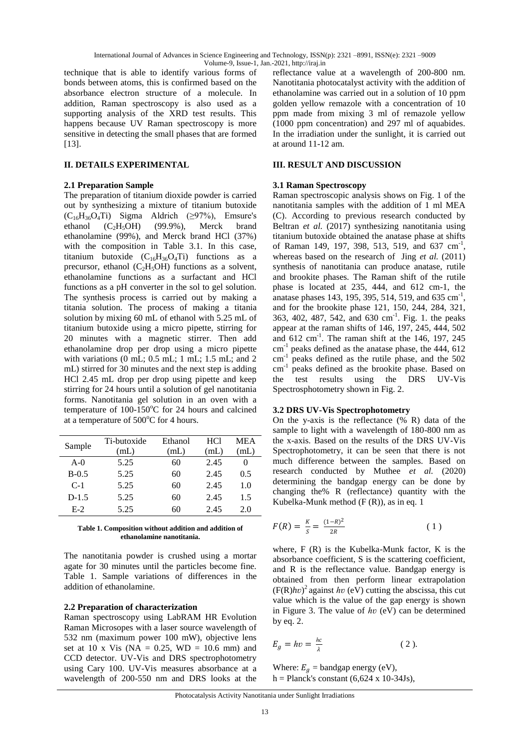technique that is able to identify various forms of bonds between atoms, this is confirmed based on the absorbance electron structure of a molecule. In addition, Raman spectroscopy is also used as a supporting analysis of the XRD test results. This happens because UV Raman spectroscopy is more sensitive in detecting the small phases that are formed [13].

## II. DETAILS EXPERIMENTAL

### 2.1 Preparation Sample

The preparation of titanium dioxide powder is carried out by synthesizing a mixture of titanium butoxide ($C_{16}H_{36}O_4Ti$) Sigma Aldrich (≥97%), Emsure's ethanol ($C_2H_5OH$) (99.9%), Merck brand ethanolamine (99%), and Merck brand HCl (37%) with the composition in Table 3.1. In this case, titanium butoxide ($C_{16}H_{36}O_4Ti$) functions as a precursor, ethanol ($C_2H_5OH$) functions as a solvent, ethanolamine functions as a surfactant and HCl functions as a pH converter in the sol to gel solution. The synthesis process is carried out by making a titania solution. The process of making a titania solution by mixing 60 mL of ethanol with 5.25 mL of titanium butoxide using a micro pipette, stirring for 20 minutes with a magnetic stirrer. Then add ethanolamine drop per drop using a micro pipette with variations (0 mL; 0.5 mL; 1 mL; 1.5 mL; and 2 mL) stirred for 30 minutes and the next step is adding HCl 2.45 mL drop per drop using pipette and keep stirring for 24 hours until a solution of gel nanotitania forms. Nanotitania gel solution in an oven with a temperature of 100-150°C for 24 hours and calcined at a temperature of 500°C for 4 hours.

| Sample | Ti-butoxide (mL) | Ethanol (mL) | HCl (mL) | MEA (mL) |
|---|---|---|---|---|
| A-0 | 5.25 | 60 | 2.45 | 0 |
| B-0.5 | 5.25 | 60 | 2.45 | 0.5 |
| C-1 | 5.25 | 60 | 2.45 | 1.0 |
| D-1.5 | 5.25 | 60 | 2.45 | 1.5 |
| E-2 | 5.25 | 60 | 2.45 | 2.0 |

**Table 1. Composition without addition and addition of ethanolamine nanotitania.**

The nanotitania powder is crushed using a mortar agate for 30 minutes until the particles become fine. Table 1. Sample variations of differences in the addition of ethanolamine.

### 2.2 Preparation of characterization

Raman spectroscopy using LabRAM HR Evolution Raman Microsopes with a laser source wavelength of 532 nm (maximum power 100 mW), objective lens set at 10 x Vis (NA = 0.25, WD = 10.6 mm) and CCD detector. UV-Vis and DRS spectrophotometry using Cary 100. UV-Vis measures absorbance at a wavelength of 200-550 nm and DRS looks at the reflectance value at a wavelength of 200-800 nm. Nanotitania photocatalyst activity with the addition of ethanolamine was carried out in a solution of 10 ppm golden yellow remazole with a concentration of 10 ppm made from mixing 3 ml of remazole yellow (1000 ppm concentration) and 297 ml of aquabides. In the irradiation under the sunlight, it is carried out at around 11-12 am.

## III. RESULT AND DISCUSSION

### 3.1 Raman Spectroscopy

Raman spectroscopic analysis shows on Fig. 1 of the nanotitania samples with the addition of 1 ml MEA (C). According to previous research conducted by Beltran *et al.* (2017) synthesizing nanotitania using titanium butoxide obtained the anatase phase at shifts of Raman 149, 197, 398, 513, 519, and 637 $cm^{-1}$, whereas based on the research of Jing *et al.* (2011) synthesis of nanotitania can produce anatase, rutile and brookite phases. The Raman shift of the rutile phase is located at 235, 444, and 612 cm-1, the anatase phases 143, 195, 395, 514, 519, and 635 $cm^{-1}$, and for the brookite phase 121, 150, 244, 284, 321, 363, 402, 487, 542, and 630 $cm^{-1}$. Fig. 1. the peaks appear at the raman shifts of 146, 197, 245, 444, 502 and 612 $cm^{-1}$. The raman shift at the 146, 197, 245 $cm^{-1}$ peaks defined as the anatase phase, the 444, 612 $cm^{-1}$ peaks defined as the rutile phase, and the 502 $cm^{-1}$ peaks defined as the brookite phase. Based on the test results using the DRS UV-Vis Spectrosphotometry shown in Fig. 2.

### 3.2 DRS UV-Vis Spectrophotometry

On the y-axis is the reflectance (% R) data of the sample to light with a wavelength of 180-800 nm as the x-axis. Based on the results of the DRS UV-Vis Spectrophotometry, it can be seen that there is not much difference between the samples. Based on research conducted by Muthee *et al.* (2020) determining the bandgap energy can be done by changing the% R (reflectance) quantity with the Kubelka-Munk method (F (R)), as in eq. 1

$$F(R) = \frac{K}{S} = \frac{(1-R)^2}{2R} \qquad (1)$$

where, F (R) is the Kubelka-Munk factor, K is the absorbance coefficient, S is the scattering coefficient, and R is the reflectance value. Bandgap energy is obtained from then perform linear extrapolation $(F(R)h\upsilon)^2$ against $h\upsilon$ (eV) cutting the abscissa, this cut value which is the value of the gap energy is shown in Figure 3. The value of $h\upsilon$ (eV) can be determined by eq. 2.

$$E_g = h\upsilon = \frac{hc}{\lambda} \qquad (2).$$

Where: $E_g$ = bandgap energy (eV),
h = Planck's constant (6,624 x 10-34Js),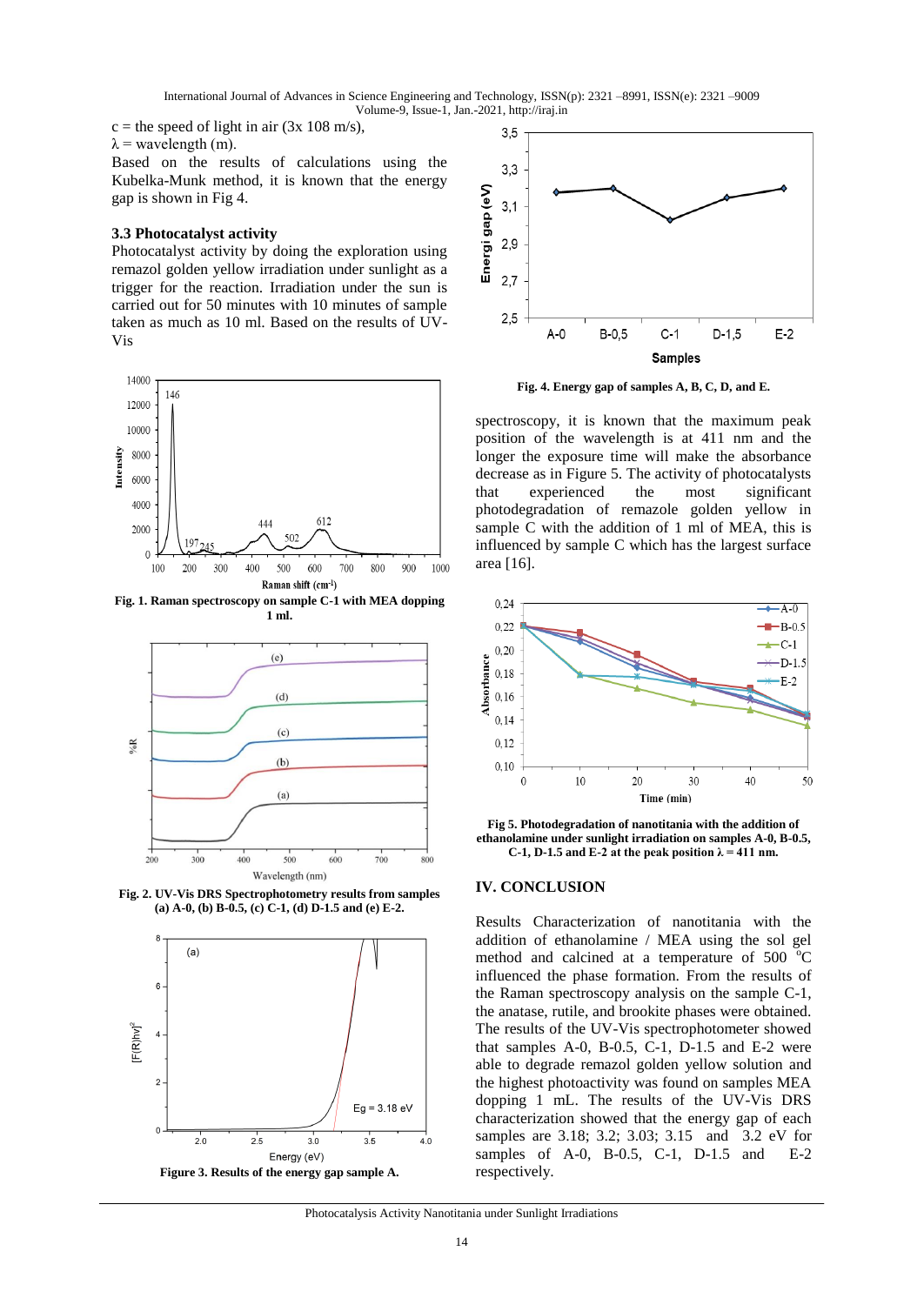c = the speed of light in air (3x 108 m/s),

λ = wavelength (m).

Based on the results of calculations using the Kubelka-Munk method, it is known that the energy gap is shown in Fig 4.

### 3.3 Photocatalyst activity

Photocatalyst activity by doing the exploration using remazol golden yellow irradiation under sunlight as a trigger for the reaction. Irradiation under the sun is carried out for 50 minutes with 10 minutes of sample taken as much as 10 ml. Based on the results of UV-Vis

**Fig. 1. Raman spectroscopy on sample C-1 with MEA dopping 1 ml.**

**Fig. 2. UV-Vis DRS Spectrophotometry results from samples (a) A-0, (b) B-0.5, (c) C-1, (d) D-1.5 and (e) E-2.**

**Figure 3. Results of the energy gap sample A.**

**Fig. 4. Energy gap of samples A, B, C, D, and E.**

spectroscopy, it is known that the maximum peak position of the wavelength is at 411 nm and the longer the exposure time will make the absorbance decrease as in Figure 5. The activity of photocatalysts that experienced the most significant photodegradation of remazole golden yellow in sample C with the addition of 1 ml of MEA, this is influenced by sample C which has the largest surface area [16].

**Fig 5. Photodegradation of nanotitania with the addition of ethanolamine under sunlight irradiation on samples A-0, B-0.5, C-1, D-1.5 and E-2 at the peak position λ = 411 nm.**

## IV. CONCLUSION

Results Characterization of nanotitania with the addition of ethanolamine / MEA using the sol gel method and calcined at a temperature of 500 $^{o}$C influenced the phase formation. From the results of the Raman spectroscopy analysis on the sample C-1, the anatase, rutile, and brookite phases were obtained. The results of the UV-Vis spectrophotometer showed that samples A-0, B-0.5, C-1, D-1.5 and E-2 were able to degrade remazol golden yellow solution and the highest photoactivity was found on samples MEA dopping 1 mL. The results of the UV-Vis DRS characterization showed that the energy gap of each samples are 3.18; 3.2; 3.03; 3.15 and 3.2 eV for samples of A-0, B-0.5, C-1, D-1.5 and E-2 respectively.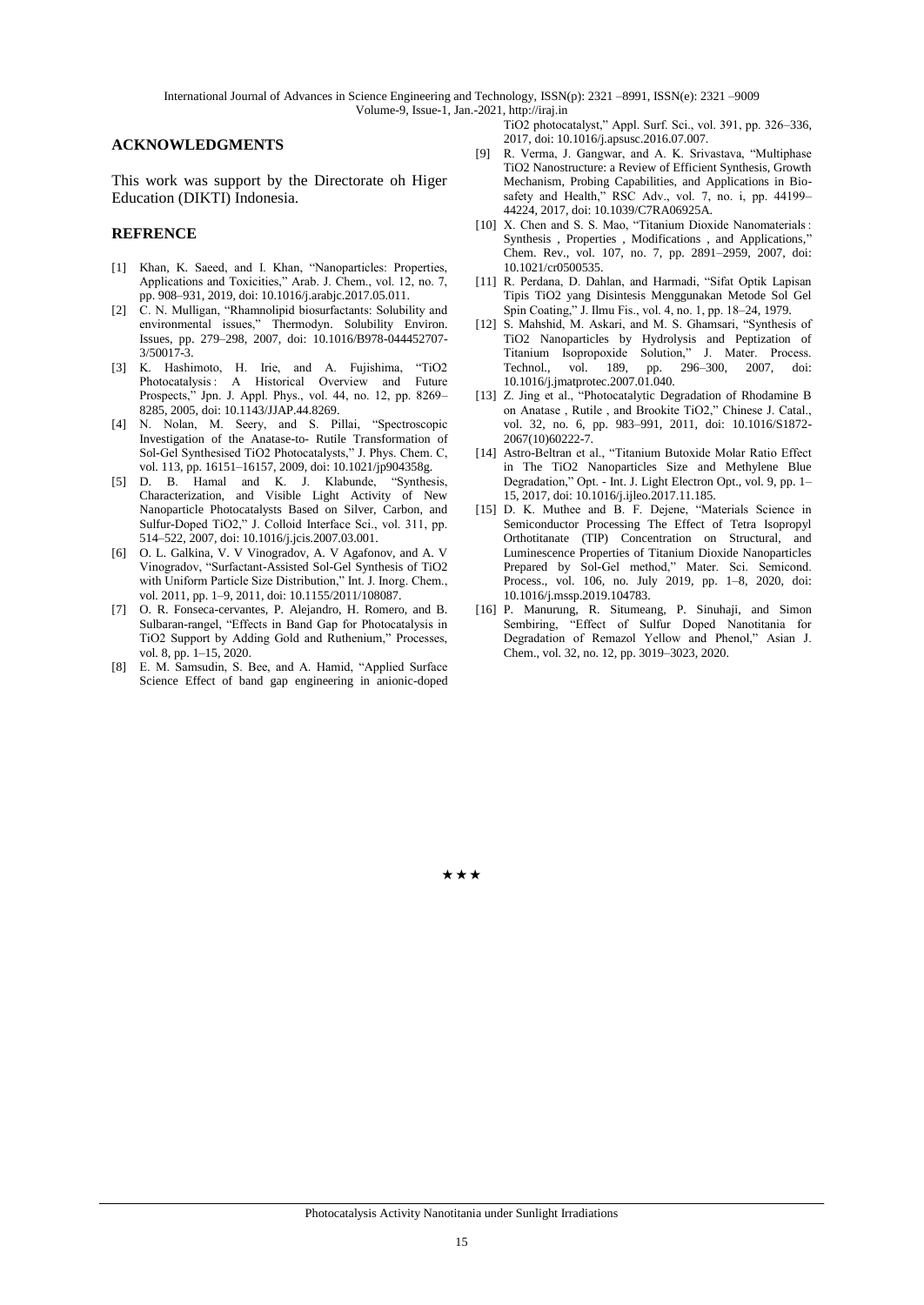## ACKNOWLEDGMENTS

This work was support by the Directorate oh Higer Education (DIKTI) Indonesia.

## REFRENCE

[1] Khan, K. Saeed, and I. Khan, "Nanoparticles: Properties, Applications and Toxicities," Arab. J. Chem., vol. 12, no. 7, pp. 908–931, 2019, doi: 10.1016/j.arabjc.2017.05.011.

[2] C. N. Mulligan, "Rhamnolipid biosurfactants: Solubility and environmental issues," Thermodyn. Solubility Environ. Issues, pp. 279–298, 2007, doi: 10.1016/B978-044452707-3/50017-3.

[3] K. Hashimoto, H. Irie, and A. Fujishima, "TiO2 Photocatalysis : A Historical Overview and Future Prospects," Jpn. J. Appl. Phys., vol. 44, no. 12, pp. 8269–8285, 2005, doi: 10.1143/JJAP.44.8269.

[4] N. Nolan, M. Seery, and S. Pillai, "Spectroscopic Investigation of the Anatase-to- Rutile Transformation of Sol-Gel Synthesised TiO2 Photocatalysts," J. Phys. Chem. C, vol. 113, pp. 16151–16157, 2009, doi: 10.1021/jp904358g.

[5] D. B. Hamal and K. J. Klabunde, "Synthesis, Characterization, and Visible Light Activity of New Nanoparticle Photocatalysts Based on Silver, Carbon, and Sulfur-Doped TiO2," J. Colloid Interface Sci., vol. 311, pp. 514–522, 2007, doi: 10.1016/j.jcis.2007.03.001.

[6] O. L. Galkina, V. V Vinogradov, A. V Agafonov, and A. V Vinogradov, "Surfactant-Assisted Sol-Gel Synthesis of TiO2 with Uniform Particle Size Distribution," Int. J. Inorg. Chem., vol. 2011, pp. 1–9, 2011, doi: 10.1155/2011/108087.

[7] O. R. Fonseca-cervantes, P. Alejandro, H. Romero, and B. Sulbaran-rangel, "Effects in Band Gap for Photocatalysis in TiO2 Support by Adding Gold and Ruthenium," Processes, vol. 8, pp. 1–15, 2020.

[8] E. M. Samsudin, S. Bee, and A. Hamid, "Applied Surface Science Effect of band gap engineering in anionic-doped TiO2 photocatalyst," Appl. Surf. Sci., vol. 391, pp. 326–336, 2017, doi: 10.1016/j.apsusc.2016.07.007.

[9] R. Verma, J. Gangwar, and A. K. Srivastava, "Multiphase TiO2 Nanostructure: a Review of Efficient Synthesis, Growth Mechanism, Probing Capabilities, and Applications in Bio-safety and Health," RSC Adv., vol. 7, no. i, pp. 44199–44224, 2017, doi: 10.1039/C7RA06925A.

[10] X. Chen and S. S. Mao, "Titanium Dioxide Nanomaterials : Synthesis , Properties , Modifications , and Applications," Chem. Rev., vol. 107, no. 7, pp. 2891–2959, 2007, doi: 10.1021/cr0500535.

[11] R. Perdana, D. Dahlan, and Harmadi, "Sifat Optik Lapisan Tipis TiO2 yang Disintesis Menggunakan Metode Sol Gel Spin Coating," J. Ilmu Fis., vol. 4, no. 1, pp. 18–24, 1979.

[12] S. Mahshid, M. Askari, and M. S. Ghamsari, "Synthesis of TiO2 Nanoparticles by Hydrolysis and Peptization of Titanium Isopropoxide Solution," J. Mater. Process. Technol., vol. 189, pp. 296–300, 2007, doi: 10.1016/j.jmatprotec.2007.01.040.

[13] Z. Jing et al., "Photocatalytic Degradation of Rhodamine B on Anatase , Rutile , and Brookite TiO2," Chinese J. Catal., vol. 32, no. 6, pp. 983–991, 2011, doi: 10.1016/S1872-2067(10)60222-7.

[14] Astro-Beltran et al., "Titanium Butoxide Molar Ratio Effect in The TiO2 Nanoparticles Size and Methylene Blue Degradation," Opt. - Int. J. Light Electron Opt., vol. 9, pp. 1–15, 2017, doi: 10.1016/j.ijleo.2017.11.185.

[15] D. K. Muthee and B. F. Dejene, "Materials Science in Semiconductor Processing The Effect of Tetra Isopropyl Orthotitanate (TIP) Concentration on Structural, and Luminescence Properties of Titanium Dioxide Nanoparticles Prepared by Sol-Gel method," Mater. Sci. Semicond. Process., vol. 106, no. July 2019, pp. 1–8, 2020, doi: 10.1016/j.mssp.2019.104783.

[16] P. Manurung, R. Situmeang, P. Sinuhaji, and Simon Sembiring, "Effect of Sulfur Doped Nanotitania for Degradation of Remazol Yellow and Phenol," Asian J. Chem., vol. 32, no. 12, pp. 3019–3023, 2020.

★★★